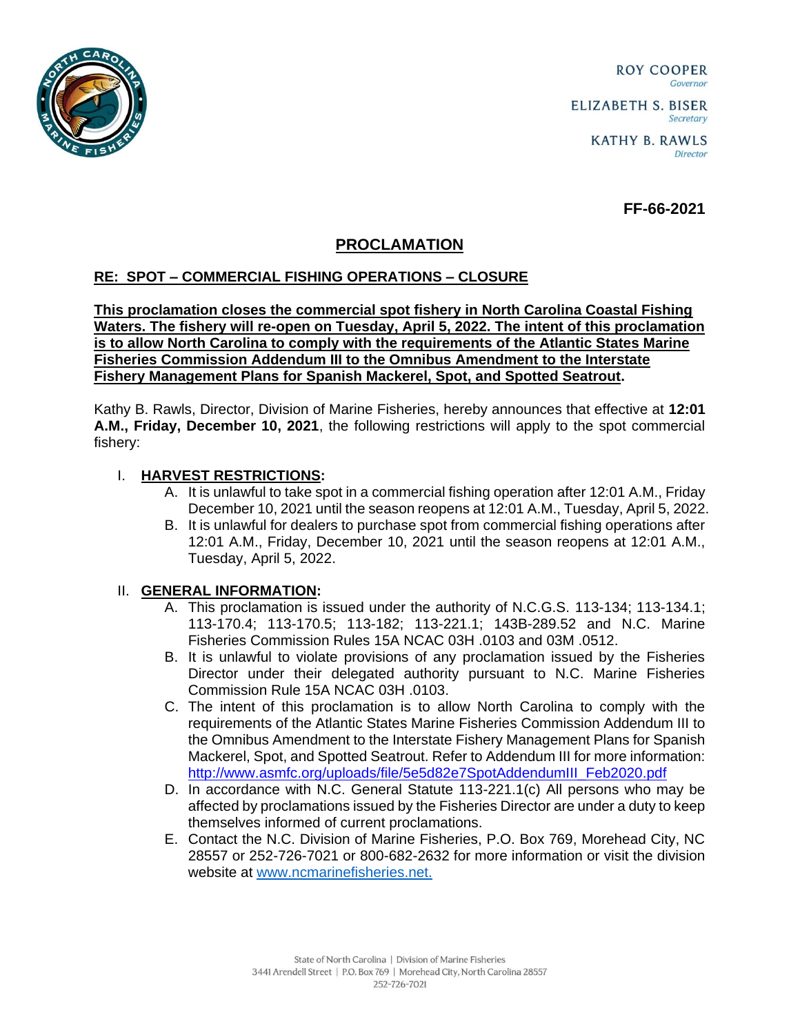ROY COOPER
*Governor*

ELIZABETH S. BISER
*Secretary*

KATHY B. RAWLS
*Director*

**FF-66-2021**

# PROCLAMATION

## RE: SPOT – COMMERCIAL FISHING OPERATIONS – CLOSURE

**This proclamation closes the commercial spot fishery in North Carolina Coastal Fishing Waters. The fishery will re-open on Tuesday, April 5, 2022. The intent of this proclamation is to allow North Carolina to comply with the requirements of the Atlantic States Marine Fisheries Commission Addendum III to the Omnibus Amendment to the Interstate Fishery Management Plans for Spanish Mackerel, Spot, and Spotted Seatrout.**

Kathy B. Rawls, Director, Division of Marine Fisheries, hereby announces that effective at **12:01 A.M., Friday, December 10, 2021**, the following restrictions will apply to the spot commercial fishery:

I. **HARVEST RESTRICTIONS:**
   A. It is unlawful to take spot in a commercial fishing operation after 12:01 A.M., Friday December 10, 2021 until the season reopens at 12:01 A.M., Tuesday, April 5, 2022.
   B. It is unlawful for dealers to purchase spot from commercial fishing operations after 12:01 A.M., Friday, December 10, 2021 until the season reopens at 12:01 A.M., Tuesday, April 5, 2022.

II. **GENERAL INFORMATION:**
   A. This proclamation is issued under the authority of N.C.G.S. 113-134; 113-134.1; 113-170.4; 113-170.5; 113-182; 113-221.1; 143B-289.52 and N.C. Marine Fisheries Commission Rules 15A NCAC 03H .0103 and 03M .0512.
   B. It is unlawful to violate provisions of any proclamation issued by the Fisheries Director under their delegated authority pursuant to N.C. Marine Fisheries Commission Rule 15A NCAC 03H .0103.
   C. The intent of this proclamation is to allow North Carolina to comply with the requirements of the Atlantic States Marine Fisheries Commission Addendum III to the Omnibus Amendment to the Interstate Fishery Management Plans for Spanish Mackerel, Spot, and Spotted Seatrout. Refer to Addendum III for more information: http://www.asmfc.org/uploads/file/5e5d82e7SpotAddendumIII_Feb2020.pdf
   D. In accordance with N.C. General Statute 113-221.1(c) All persons who may be affected by proclamations issued by the Fisheries Director are under a duty to keep themselves informed of current proclamations.
   E. Contact the N.C. Division of Marine Fisheries, P.O. Box 769, Morehead City, NC 28557 or 252-726-7021 or 800-682-2632 for more information or visit the division website at www.ncmarinefisheries.net.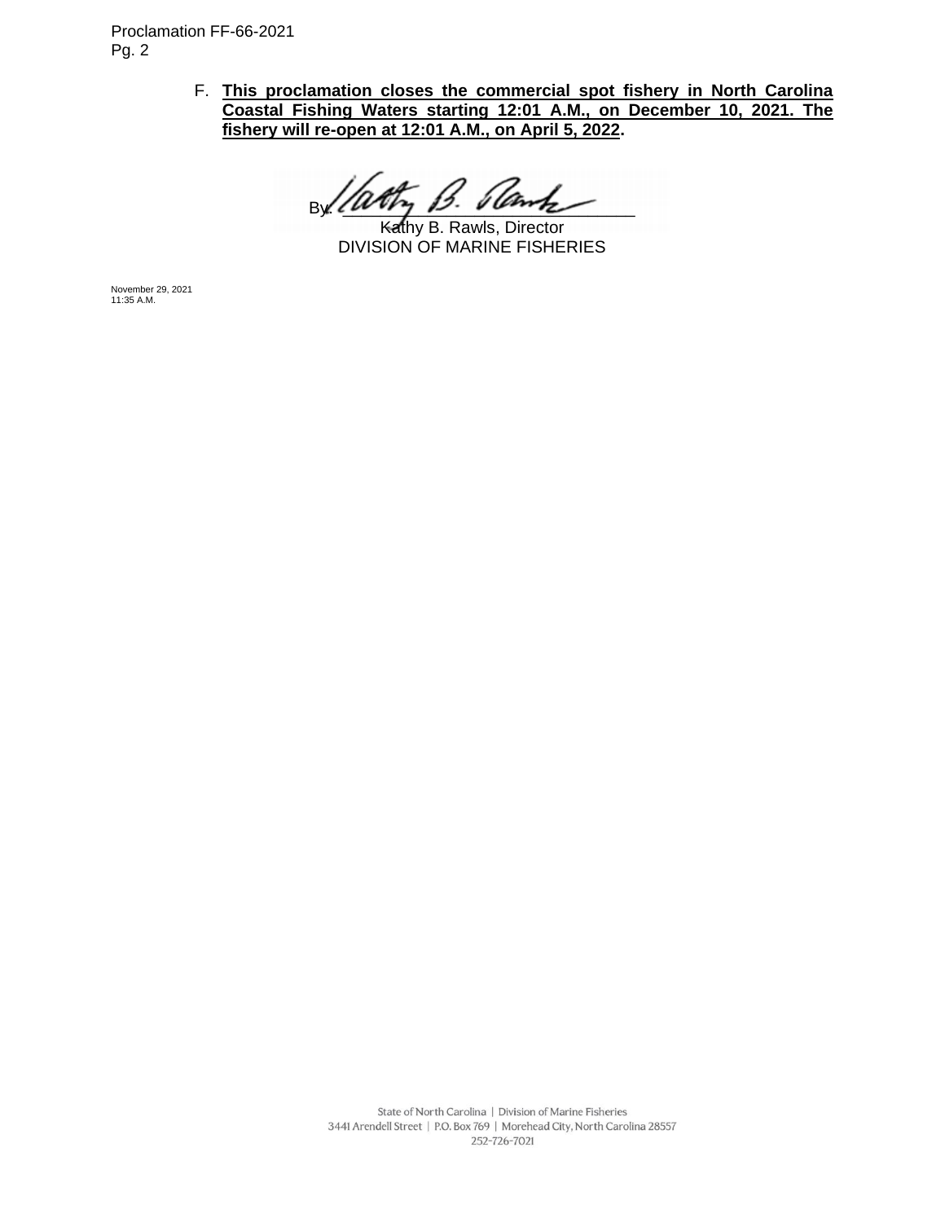F. **This proclamation closes the commercial spot fishery in North Carolina Coastal Fishing Waters starting 12:01 A.M., on December 10, 2021. The fishery will re-open at 12:01 A.M., on April 5, 2022.**

By: ______________________________

Kathy B. Rawls, Director
DIVISION OF MARINE FISHERIES

November 29, 2021
11:35 A.M.

State of North Carolina | Division of Marine Fisheries
3441 Arendell Street | P.O. Box 769 | Morehead City, North Carolina 28557
252-726-7021